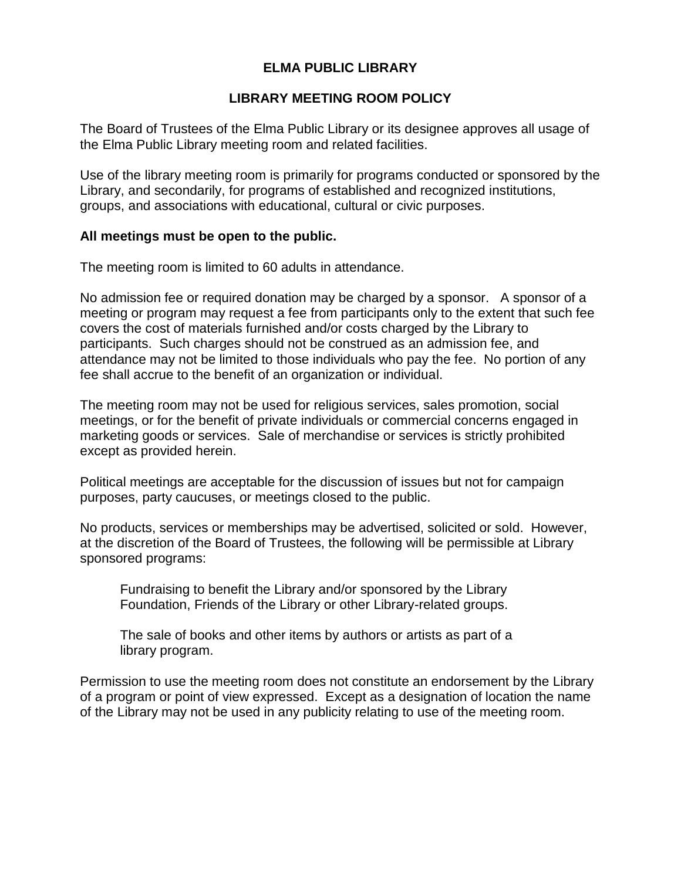# ELMA PUBLIC LIBRARY

## LIBRARY MEETING ROOM POLICY

The Board of Trustees of the Elma Public Library or its designee approves all usage of the Elma Public Library meeting room and related facilities.

Use of the library meeting room is primarily for programs conducted or sponsored by the Library, and secondarily, for programs of established and recognized institutions, groups, and associations with educational, cultural or civic purposes.

**All meetings must be open to the public.**

The meeting room is limited to 60 adults in attendance.

No admission fee or required donation may be charged by a sponsor. A sponsor of a meeting or program may request a fee from participants only to the extent that such fee covers the cost of materials furnished and/or costs charged by the Library to participants. Such charges should not be construed as an admission fee, and attendance may not be limited to those individuals who pay the fee. No portion of any fee shall accrue to the benefit of an organization or individual.

The meeting room may not be used for religious services, sales promotion, social meetings, or for the benefit of private individuals or commercial concerns engaged in marketing goods or services. Sale of merchandise or services is strictly prohibited except as provided herein.

Political meetings are acceptable for the discussion of issues but not for campaign purposes, party caucuses, or meetings closed to the public.

No products, services or memberships may be advertised, solicited or sold. However, at the discretion of the Board of Trustees, the following will be permissible at Library sponsored programs:

> Fundraising to benefit the Library and/or sponsored by the Library Foundation, Friends of the Library or other Library-related groups.
>
> The sale of books and other items by authors or artists as part of a library program.

Permission to use the meeting room does not constitute an endorsement by the Library of a program or point of view expressed. Except as a designation of location the name of the Library may not be used in any publicity relating to use of the meeting room.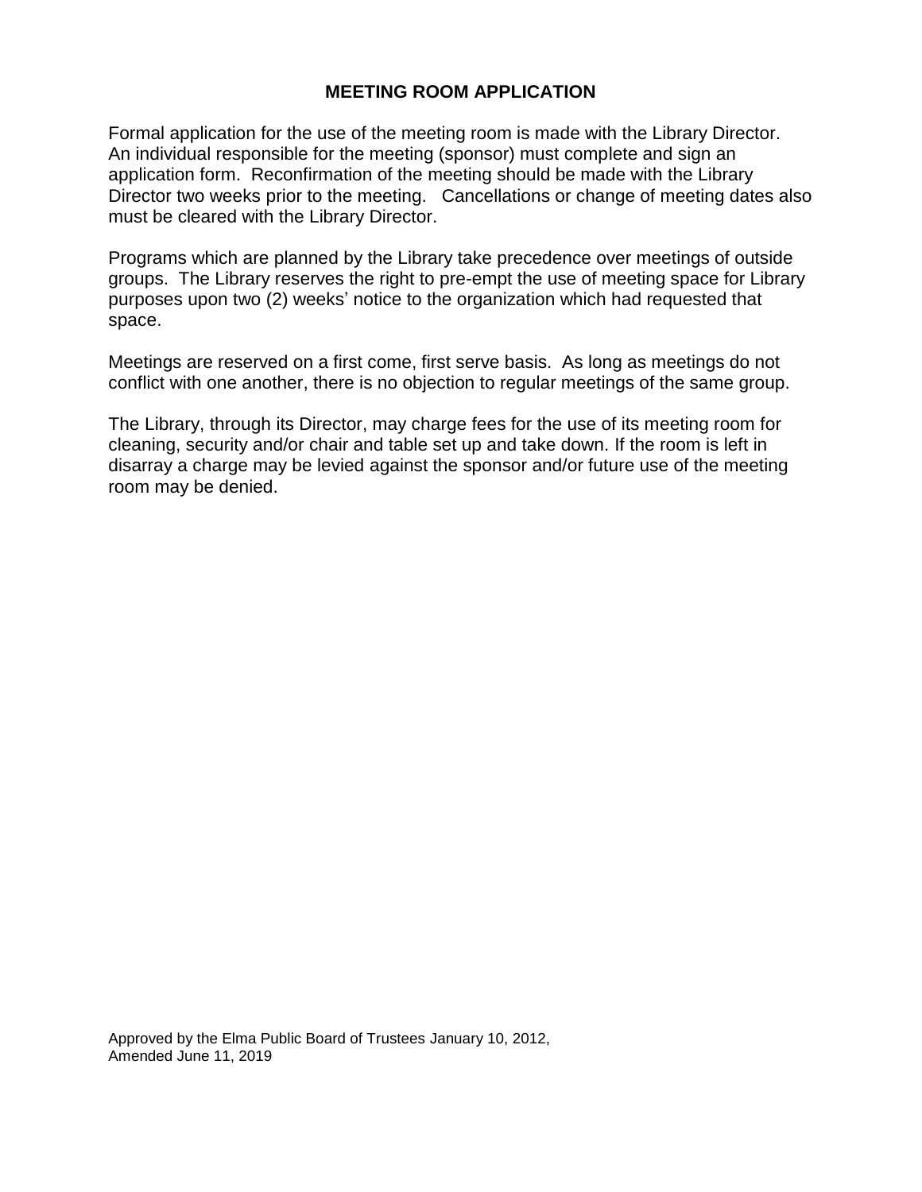# MEETING ROOM APPLICATION

Formal application for the use of the meeting room is made with the Library Director. An individual responsible for the meeting (sponsor) must complete and sign an application form. Reconfirmation of the meeting should be made with the Library Director two weeks prior to the meeting. Cancellations or change of meeting dates also must be cleared with the Library Director.

Programs which are planned by the Library take precedence over meetings of outside groups. The Library reserves the right to pre-empt the use of meeting space for Library purposes upon two (2) weeks' notice to the organization which had requested that space.

Meetings are reserved on a first come, first serve basis. As long as meetings do not conflict with one another, there is no objection to regular meetings of the same group.

The Library, through its Director, may charge fees for the use of its meeting room for cleaning, security and/or chair and table set up and take down. If the room is left in disarray a charge may be levied against the sponsor and/or future use of the meeting room may be denied.

Approved by the Elma Public Board of Trustees January 10, 2012,
Amended June 11, 2019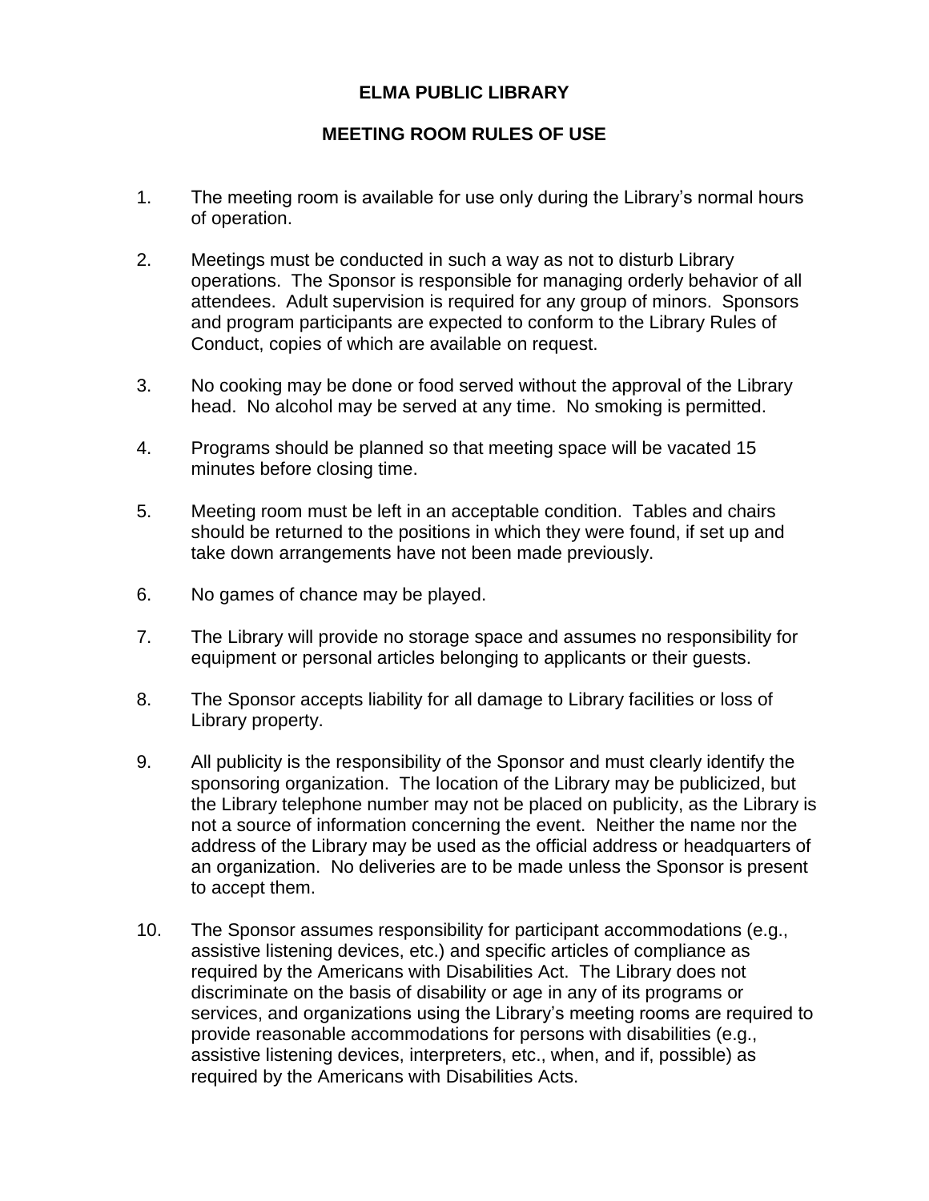# ELMA PUBLIC LIBRARY

## MEETING ROOM RULES OF USE

1. The meeting room is available for use only during the Library's normal hours of operation.

2. Meetings must be conducted in such a way as not to disturb Library operations. The Sponsor is responsible for managing orderly behavior of all attendees. Adult supervision is required for any group of minors. Sponsors and program participants are expected to conform to the Library Rules of Conduct, copies of which are available on request.

3. No cooking may be done or food served without the approval of the Library head. No alcohol may be served at any time. No smoking is permitted.

4. Programs should be planned so that meeting space will be vacated 15 minutes before closing time.

5. Meeting room must be left in an acceptable condition. Tables and chairs should be returned to the positions in which they were found, if set up and take down arrangements have not been made previously.

6. No games of chance may be played.

7. The Library will provide no storage space and assumes no responsibility for equipment or personal articles belonging to applicants or their guests.

8. The Sponsor accepts liability for all damage to Library facilities or loss of Library property.

9. All publicity is the responsibility of the Sponsor and must clearly identify the sponsoring organization. The location of the Library may be publicized, but the Library telephone number may not be placed on publicity, as the Library is not a source of information concerning the event. Neither the name nor the address of the Library may be used as the official address or headquarters of an organization. No deliveries are to be made unless the Sponsor is present to accept them.

10. The Sponsor assumes responsibility for participant accommodations (e.g., assistive listening devices, etc.) and specific articles of compliance as required by the Americans with Disabilities Act. The Library does not discriminate on the basis of disability or age in any of its programs or services, and organizations using the Library's meeting rooms are required to provide reasonable accommodations for persons with disabilities (e.g., assistive listening devices, interpreters, etc., when, and if, possible) as required by the Americans with Disabilities Acts.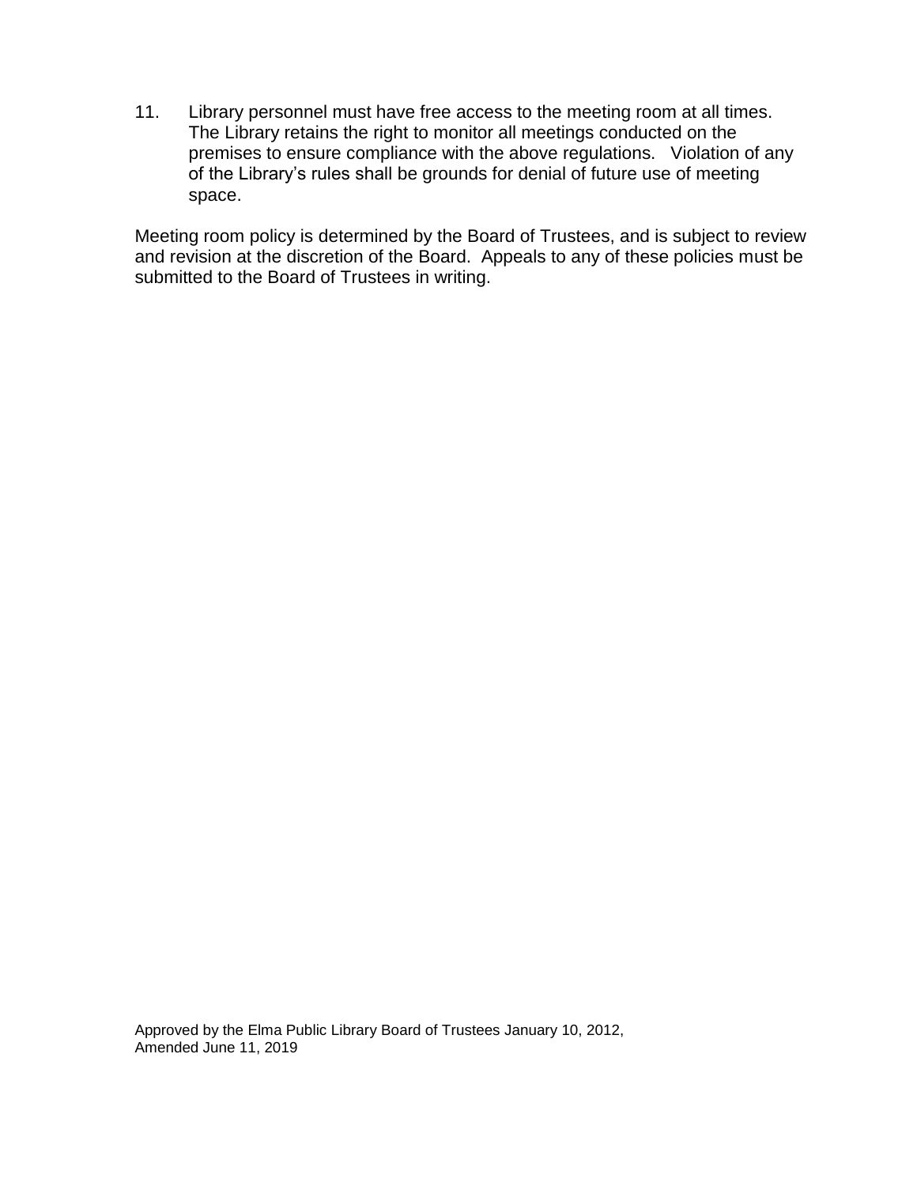11. Library personnel must have free access to the meeting room at all times. The Library retains the right to monitor all meetings conducted on the premises to ensure compliance with the above regulations. Violation of any of the Library's rules shall be grounds for denial of future use of meeting space.

Meeting room policy is determined by the Board of Trustees, and is subject to review and revision at the discretion of the Board. Appeals to any of these policies must be submitted to the Board of Trustees in writing.

Approved by the Elma Public Library Board of Trustees January 10, 2012,
Amended June 11, 2019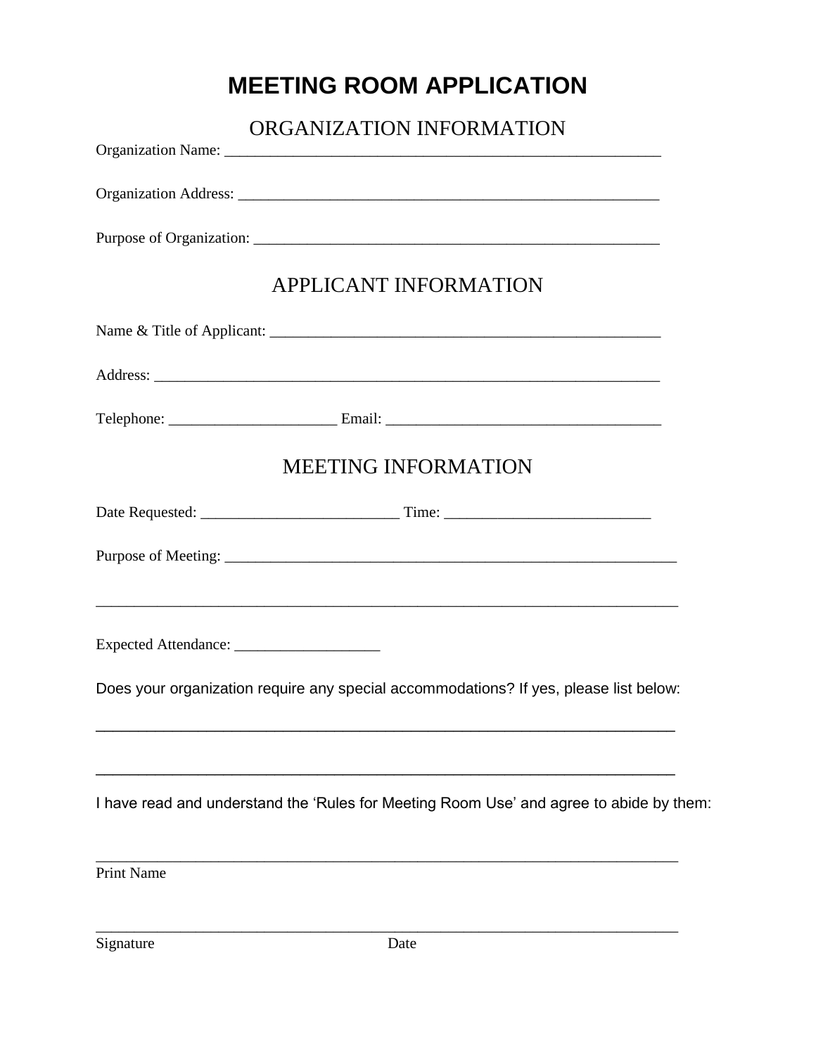# MEETING ROOM APPLICATION

## ORGANIZATION INFORMATION

Organization Name: ___________________________________________________________

Organization Address: _________________________________________________________

Purpose of Organization: _______________________________________________________

## APPLICANT INFORMATION

Name & Title of Applicant: _____________________________________________________

Address: ___________________________________________________________________

Telephone: ______________________ Email: ____________________________________

## MEETING INFORMATION

Date Requested: __________________________ Time: ___________________________

Purpose of Meeting: ___________________________________________________________

_____________________________________________________________________________

Expected Attendance: ___________________

Does your organization require any special accommodations? If yes, please list below:

_____________________________________________________________________________

_____________________________________________________________________________

I have read and understand the 'Rules for Meeting Room Use' and agree to abide by them:

_____________________________________________________________________________
Print Name

_____________________________________________________________________________
Signature                                        Date